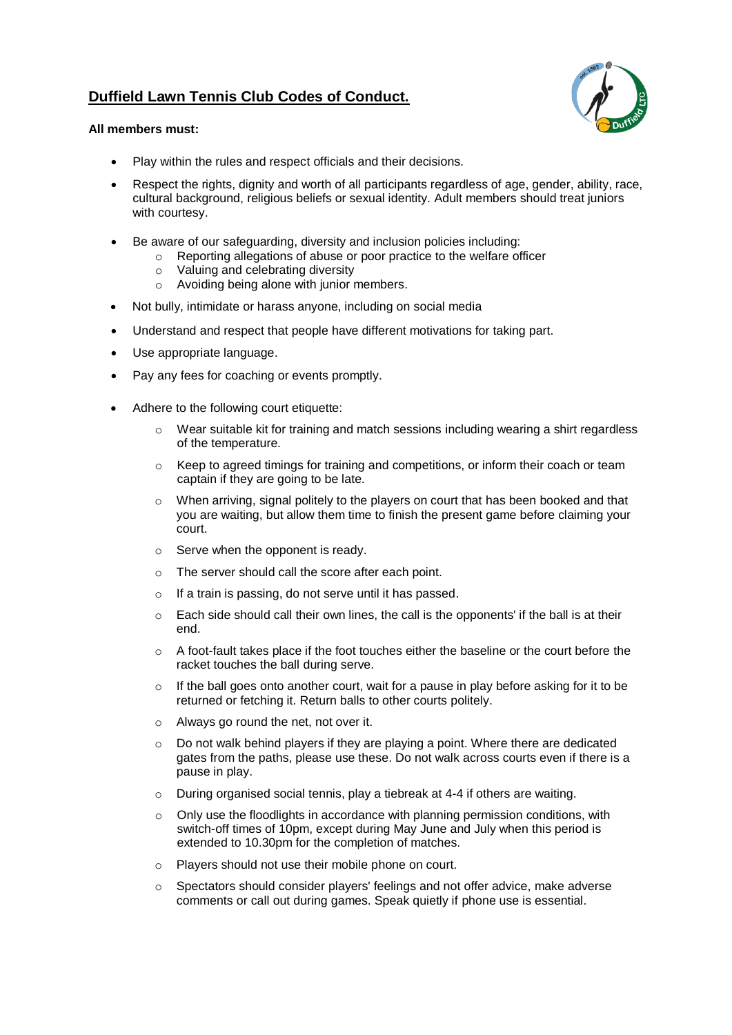# Duffield Lawn Tennis Club Codes of Conduct.

**All members must:**

- Play within the rules and respect officials and their decisions.
- Respect the rights, dignity and worth of all participants regardless of age, gender, ability, race, cultural background, religious beliefs or sexual identity. Adult members should treat juniors with courtesy.
- Be aware of our safeguarding, diversity and inclusion policies including:
  - Reporting allegations of abuse or poor practice to the welfare officer
  - Valuing and celebrating diversity
  - Avoiding being alone with junior members.
- Not bully, intimidate or harass anyone, including on social media
- Understand and respect that people have different motivations for taking part.
- Use appropriate language.
- Pay any fees for coaching or events promptly.
- Adhere to the following court etiquette:
  - Wear suitable kit for training and match sessions including wearing a shirt regardless of the temperature.
  - Keep to agreed timings for training and competitions, or inform their coach or team captain if they are going to be late.
  - When arriving, signal politely to the players on court that has been booked and that you are waiting, but allow them time to finish the present game before claiming your court.
  - Serve when the opponent is ready.
  - The server should call the score after each point.
  - If a train is passing, do not serve until it has passed.
  - Each side should call their own lines, the call is the opponents' if the ball is at their end.
  - A foot-fault takes place if the foot touches either the baseline or the court before the racket touches the ball during serve.
  - If the ball goes onto another court, wait for a pause in play before asking for it to be returned or fetching it. Return balls to other courts politely.
  - Always go round the net, not over it.
  - Do not walk behind players if they are playing a point. Where there are dedicated gates from the paths, please use these. Do not walk across courts even if there is a pause in play.
  - During organised social tennis, play a tiebreak at 4-4 if others are waiting.
  - Only use the floodlights in accordance with planning permission conditions, with switch-off times of 10pm, except during May June and July when this period is extended to 10.30pm for the completion of matches.
  - Players should not use their mobile phone on court.
  - Spectators should consider players' feelings and not offer advice, make adverse comments or call out during games. Speak quietly if phone use is essential.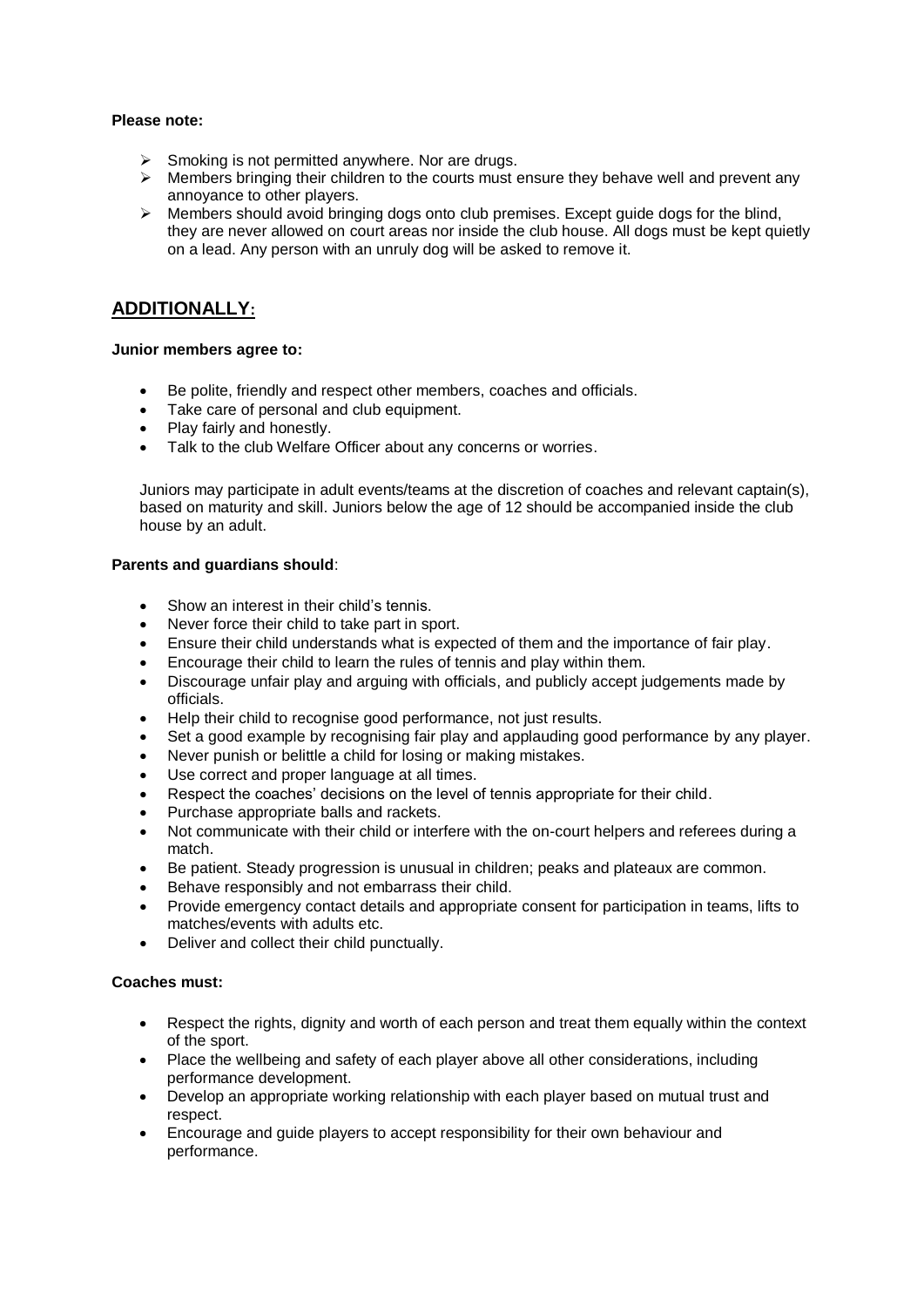**Please note:**

- Smoking is not permitted anywhere. Nor are drugs.
- Members bringing their children to the courts must ensure they behave well and prevent any annoyance to other players.
- Members should avoid bringing dogs onto club premises. Except guide dogs for the blind, they are never allowed on court areas nor inside the club house. All dogs must be kept quietly on a lead. Any person with an unruly dog will be asked to remove it.

## ADDITIONALLY:

**Junior members agree to:**

- Be polite, friendly and respect other members, coaches and officials.
- Take care of personal and club equipment.
- Play fairly and honestly.
- Talk to the club Welfare Officer about any concerns or worries.

Juniors may participate in adult events/teams at the discretion of coaches and relevant captain(s), based on maturity and skill. Juniors below the age of 12 should be accompanied inside the club house by an adult.

**Parents and guardians should**:

- Show an interest in their child's tennis.
- Never force their child to take part in sport.
- Ensure their child understands what is expected of them and the importance of fair play.
- Encourage their child to learn the rules of tennis and play within them.
- Discourage unfair play and arguing with officials, and publicly accept judgements made by officials.
- Help their child to recognise good performance, not just results.
- Set a good example by recognising fair play and applauding good performance by any player.
- Never punish or belittle a child for losing or making mistakes.
- Use correct and proper language at all times.
- Respect the coaches' decisions on the level of tennis appropriate for their child.
- Purchase appropriate balls and rackets.
- Not communicate with their child or interfere with the on-court helpers and referees during a match.
- Be patient. Steady progression is unusual in children; peaks and plateaux are common.
- Behave responsibly and not embarrass their child.
- Provide emergency contact details and appropriate consent for participation in teams, lifts to matches/events with adults etc.
- Deliver and collect their child punctually.

**Coaches must:**

- Respect the rights, dignity and worth of each person and treat them equally within the context of the sport.
- Place the wellbeing and safety of each player above all other considerations, including performance development.
- Develop an appropriate working relationship with each player based on mutual trust and respect.
- Encourage and guide players to accept responsibility for their own behaviour and performance.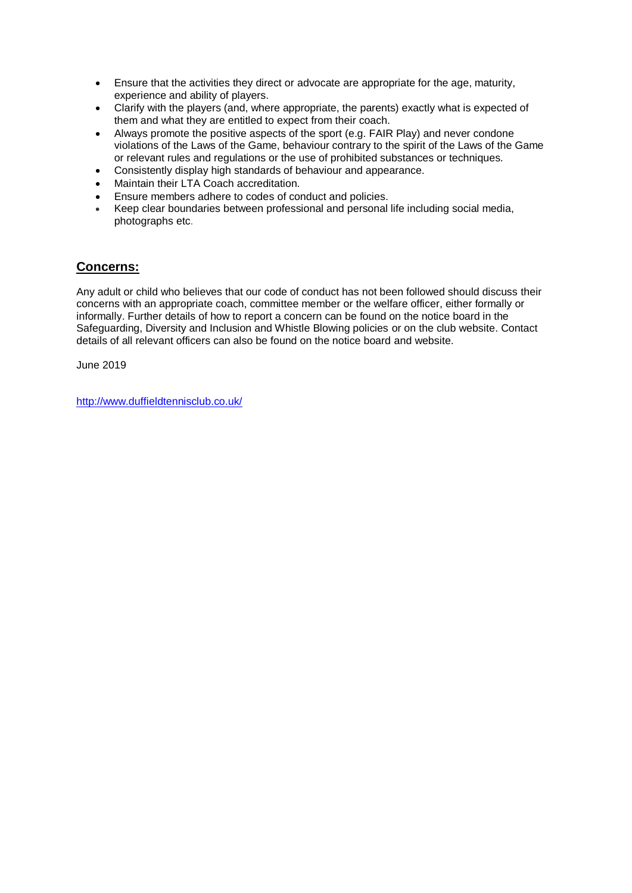- Ensure that the activities they direct or advocate are appropriate for the age, maturity, experience and ability of players.
- Clarify with the players (and, where appropriate, the parents) exactly what is expected of them and what they are entitled to expect from their coach.
- Always promote the positive aspects of the sport (e.g. FAIR Play) and never condone violations of the Laws of the Game, behaviour contrary to the spirit of the Laws of the Game or relevant rules and regulations or the use of prohibited substances or techniques.
- Consistently display high standards of behaviour and appearance.
- Maintain their LTA Coach accreditation.
- Ensure members adhere to codes of conduct and policies.
- Keep clear boundaries between professional and personal life including social media, photographs etc.

## Concerns:

Any adult or child who believes that our code of conduct has not been followed should discuss their concerns with an appropriate coach, committee member or the welfare officer, either formally or informally. Further details of how to report a concern can be found on the notice board in the Safeguarding, Diversity and Inclusion and Whistle Blowing policies or on the club website. Contact details of all relevant officers can also be found on the notice board and website.

June 2019

http://www.duffieldtennisclub.co.uk/